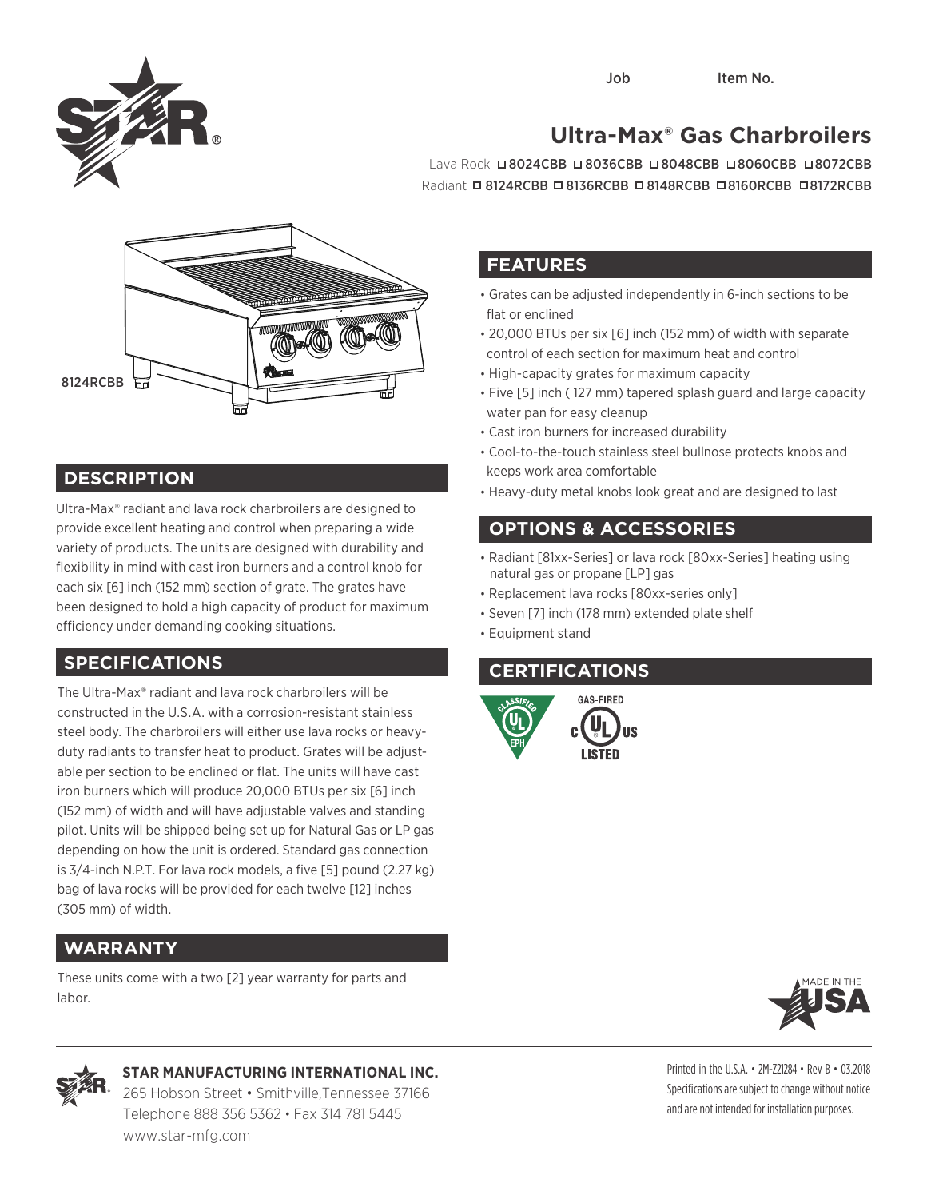Job __________ Item No. __________

# Ultra-Max® Gas Charbroilers

Lava Rock ☐ 8024CBB ☐ 8036CBB ☐ 8048CBB ☐ 8060CBB ☐ 8072CBB
Radiant ☐ 8124RCBB ☐ 8136RCBB ☐ 8148RCBB ☐ 8160RCBB ☐ 8172RCBB

8124RCBB

## DESCRIPTION

Ultra-Max® radiant and lava rock charbroilers are designed to provide excellent heating and control when preparing a wide variety of products. The units are designed with durability and flexibility in mind with cast iron burners and a control knob for each six [6] inch (152 mm) section of grate. The grates have been designed to hold a high capacity of product for maximum efficiency under demanding cooking situations.

## SPECIFICATIONS

The Ultra-Max® radiant and lava rock charbroilers will be constructed in the U.S.A. with a corrosion-resistant stainless steel body. The charbroilers will either use lava rocks or heavy-duty radiants to transfer heat to product. Grates will be adjustable per section to be enclined or flat. The units will have cast iron burners which will produce 20,000 BTUs per six [6] inch (152 mm) of width and will have adjustable valves and standing pilot. Units will be shipped being set up for Natural Gas or LP gas depending on how the unit is ordered. Standard gas connection is 3/4-inch N.P.T. For lava rock models, a five [5] pound (2.27 kg) bag of lava rocks will be provided for each twelve [12] inches (305 mm) of width.

## WARRANTY

These units come with a two [2] year warranty for parts and labor.

## FEATURES

- Grates can be adjusted independently in 6-inch sections to be flat or enclined
- 20,000 BTUs per six [6] inch (152 mm) of width with separate control of each section for maximum heat and control
- High-capacity grates for maximum capacity
- Five [5] inch ( 127 mm) tapered splash guard and large capacity water pan for easy cleanup
- Cast iron burners for increased durability
- Cool-to-the-touch stainless steel bullnose protects knobs and keeps work area comfortable
- Heavy-duty metal knobs look great and are designed to last

## OPTIONS & ACCESSORIES

- Radiant [81xx-Series] or lava rock [80xx-Series] heating using natural gas or propane [LP] gas
- Replacement lava rocks [80xx-series only]
- Seven [7] inch (178 mm) extended plate shelf
- Equipment stand

## CERTIFICATIONS

CLASSIFIED UL EPH

GAS-FIRED c UL US LISTED

MADE IN THE USA

**STAR MANUFACTURING INTERNATIONAL INC.**
265 Hobson Street • Smithville,Tennessee 37166
Telephone 888 356 5362 • Fax 314 781 5445
www.star-mfg.com

Printed in the U.S.A. • 2M-Z21284 • Rev B • 03.2018
Specifications are subject to change without notice and are not intended for installation purposes.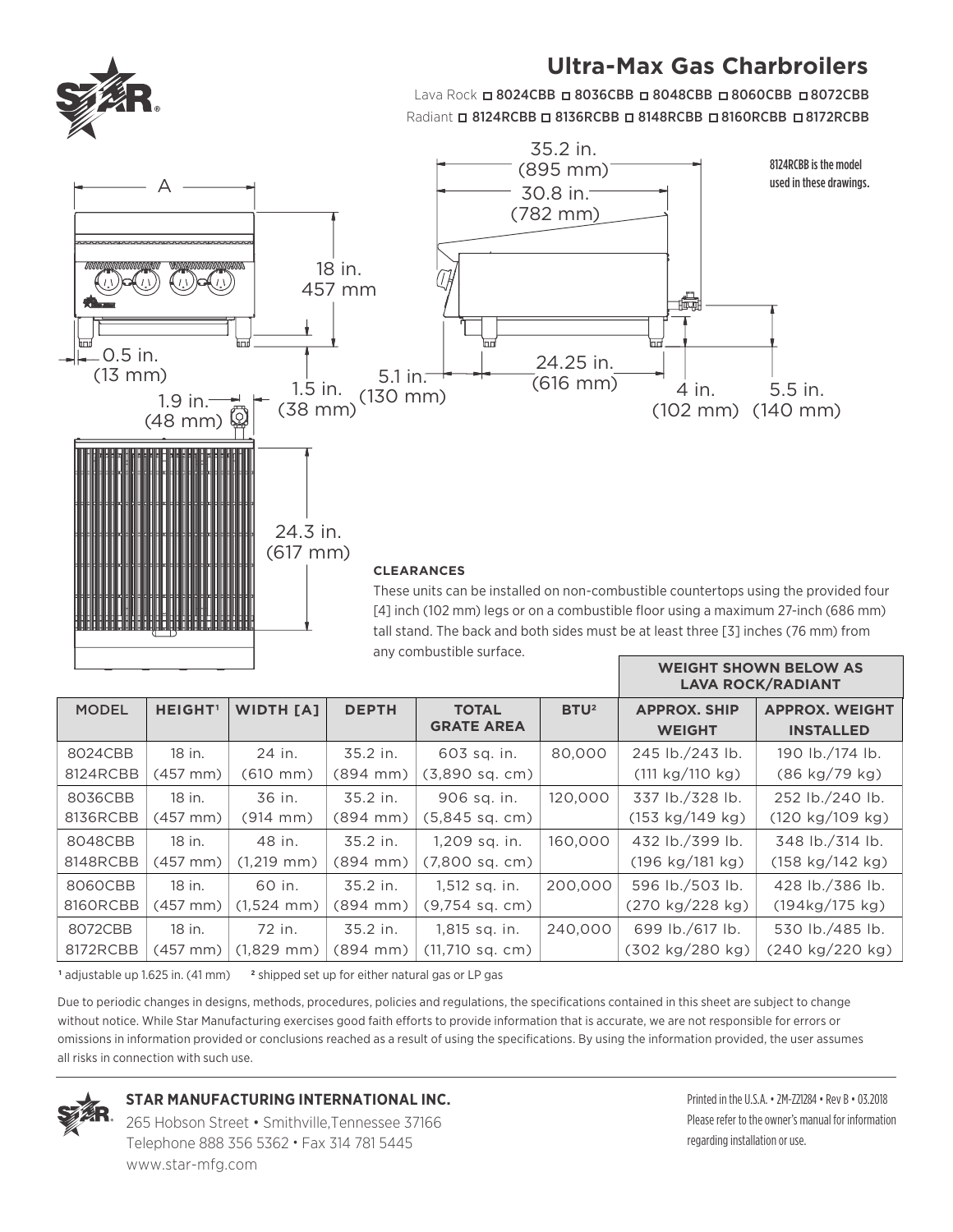# Ultra-Max Gas Charbroilers

Lava Rock ☐ 8024CBB ☐ 8036CBB ☐ 8048CBB ☐ 8060CBB ☐ 8072CBB
Radiant ☐ 8124RCBB ☐ 8136RCBB ☐ 8148RCBB ☐ 8160RCBB ☐ 8172RCBB

8124RCBB is the model used in these drawings.

A
18 in.
457 mm
0.5 in.
(13 mm)
1.9 in.
(48 mm)
1.5 in.
(38 mm)
24.3 in.
(617 mm)
35.2 in.
(895 mm)
30.8 in.
(782 mm)
5.1 in.
(130 mm)
24.25 in.
(616 mm)
4 in.
(102 mm)
5.5 in.
(140 mm)

**CLEARANCES**

These units can be installed on non-combustible countertops using the provided four [4] inch (102 mm) legs or on a combustible floor using a maximum 27-inch (686 mm) tall stand. The back and both sides must be at least three [3] inches (76 mm) from any combustible surface.

| MODEL | HEIGHT[1] | WIDTH [A] | DEPTH | TOTAL GRATE AREA | BTU[2] | WEIGHT SHOWN BELOW AS LAVA ROCK/RADIANT APPROX. SHIP WEIGHT | APPROX. WEIGHT INSTALLED |
|---|---|---|---|---|---|---|---|
| 8024CBB 8124RCBB | 18 in. (457 mm) | 24 in. (610 mm) | 35.2 in. (894 mm) | 603 sq. in. (3,890 sq. cm) | 80,000 | 245 lb./243 lb. (111 kg/110 kg) | 190 lb./174 lb. (86 kg/79 kg) |
| 8036CBB 8136RCBB | 18 in. (457 mm) | 36 in. (914 mm) | 35.2 in. (894 mm) | 906 sq. in. (5,845 sq. cm) | 120,000 | 337 lb./328 lb. (153 kg/149 kg) | 252 lb./240 lb. (120 kg/109 kg) |
| 8048CBB 8148RCBB | 18 in. (457 mm) | 48 in. (1,219 mm) | 35.2 in. (894 mm) | 1,209 sq. in. (7,800 sq. cm) | 160,000 | 432 lb./399 lb. (196 kg/181 kg) | 348 lb./314 lb. (158 kg/142 kg) |
| 8060CBB 8160RCBB | 18 in. (457 mm) | 60 in. (1,524 mm) | 35.2 in. (894 mm) | 1,512 sq. in. (9,754 sq. cm) | 200,000 | 596 lb./503 lb. (270 kg/228 kg) | 428 lb./386 lb. (194kg/175 kg) |
| 8072CBB 8172RCBB | 18 in. (457 mm) | 72 in. (1,829 mm) | 35.2 in. (894 mm) | 1,815 sq. in. (11,710 sq. cm) | 240,000 | 699 lb./617 lb. (302 kg/280 kg) | 530 lb./485 lb. (240 kg/220 kg) |

[1] adjustable up 1.625 in. (41 mm) [2] shipped set up for either natural gas or LP gas

Due to periodic changes in designs, methods, procedures, policies and regulations, the specifications contained in this sheet are subject to change without notice. While Star Manufacturing exercises good faith efforts to provide information that is accurate, we are not responsible for errors or omissions in information provided or conclusions reached as a result of using the specifications. By using the information provided, the user assumes all risks in connection with such use.

**STAR MANUFACTURING INTERNATIONAL INC.**
265 Hobson Street • Smithville,Tennessee 37166
Telephone 888 356 5362 • Fax 314 781 5445
www.star-mfg.com

Printed in the U.S.A. • 2M-Z21284 • Rev B • 03.2018
Please refer to the owner's manual for information regarding installation or use.